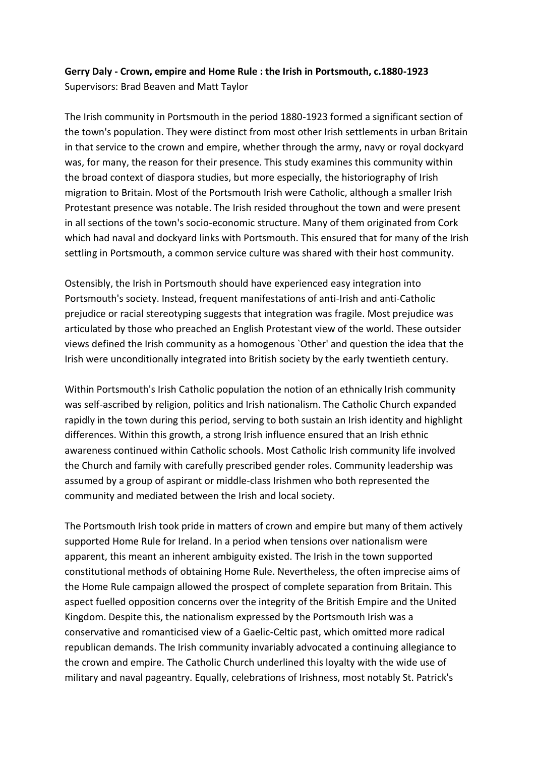**Gerry Daly - Crown, empire and Home Rule : the Irish in Portsmouth, c.1880-1923**
Supervisors: Brad Beaven and Matt Taylor

The Irish community in Portsmouth in the period 1880-1923 formed a significant section of the town's population. They were distinct from most other Irish settlements in urban Britain in that service to the crown and empire, whether through the army, navy or royal dockyard was, for many, the reason for their presence. This study examines this community within the broad context of diaspora studies, but more especially, the historiography of Irish migration to Britain. Most of the Portsmouth Irish were Catholic, although a smaller Irish Protestant presence was notable. The Irish resided throughout the town and were present in all sections of the town's socio-economic structure. Many of them originated from Cork which had naval and dockyard links with Portsmouth. This ensured that for many of the Irish settling in Portsmouth, a common service culture was shared with their host community.

Ostensibly, the Irish in Portsmouth should have experienced easy integration into Portsmouth's society. Instead, frequent manifestations of anti-Irish and anti-Catholic prejudice or racial stereotyping suggests that integration was fragile. Most prejudice was articulated by those who preached an English Protestant view of the world. These outsider views defined the Irish community as a homogenous `Other' and question the idea that the Irish were unconditionally integrated into British society by the early twentieth century.

Within Portsmouth's Irish Catholic population the notion of an ethnically Irish community was self-ascribed by religion, politics and Irish nationalism. The Catholic Church expanded rapidly in the town during this period, serving to both sustain an Irish identity and highlight differences. Within this growth, a strong Irish influence ensured that an Irish ethnic awareness continued within Catholic schools. Most Catholic Irish community life involved the Church and family with carefully prescribed gender roles. Community leadership was assumed by a group of aspirant or middle-class Irishmen who both represented the community and mediated between the Irish and local society.

The Portsmouth Irish took pride in matters of crown and empire but many of them actively supported Home Rule for Ireland. In a period when tensions over nationalism were apparent, this meant an inherent ambiguity existed. The Irish in the town supported constitutional methods of obtaining Home Rule. Nevertheless, the often imprecise aims of the Home Rule campaign allowed the prospect of complete separation from Britain. This aspect fuelled opposition concerns over the integrity of the British Empire and the United Kingdom. Despite this, the nationalism expressed by the Portsmouth Irish was a conservative and romanticised view of a Gaelic-Celtic past, which omitted more radical republican demands. The Irish community invariably advocated a continuing allegiance to the crown and empire. The Catholic Church underlined this loyalty with the wide use of military and naval pageantry. Equally, celebrations of Irishness, most notably St. Patrick's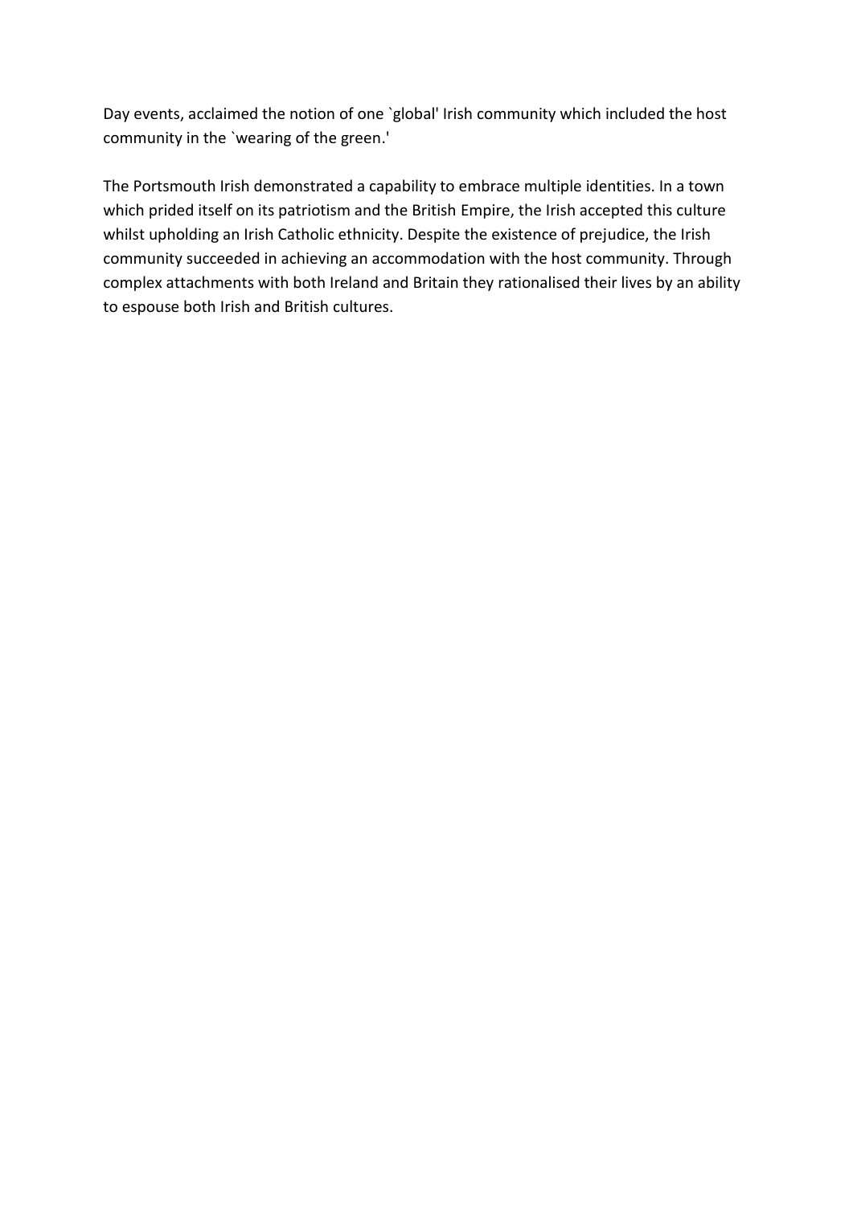Day events, acclaimed the notion of one `global' Irish community which included the host community in the `wearing of the green.'

The Portsmouth Irish demonstrated a capability to embrace multiple identities. In a town which prided itself on its patriotism and the British Empire, the Irish accepted this culture whilst upholding an Irish Catholic ethnicity. Despite the existence of prejudice, the Irish community succeeded in achieving an accommodation with the host community. Through complex attachments with both Ireland and Britain they rationalised their lives by an ability to espouse both Irish and British cultures.